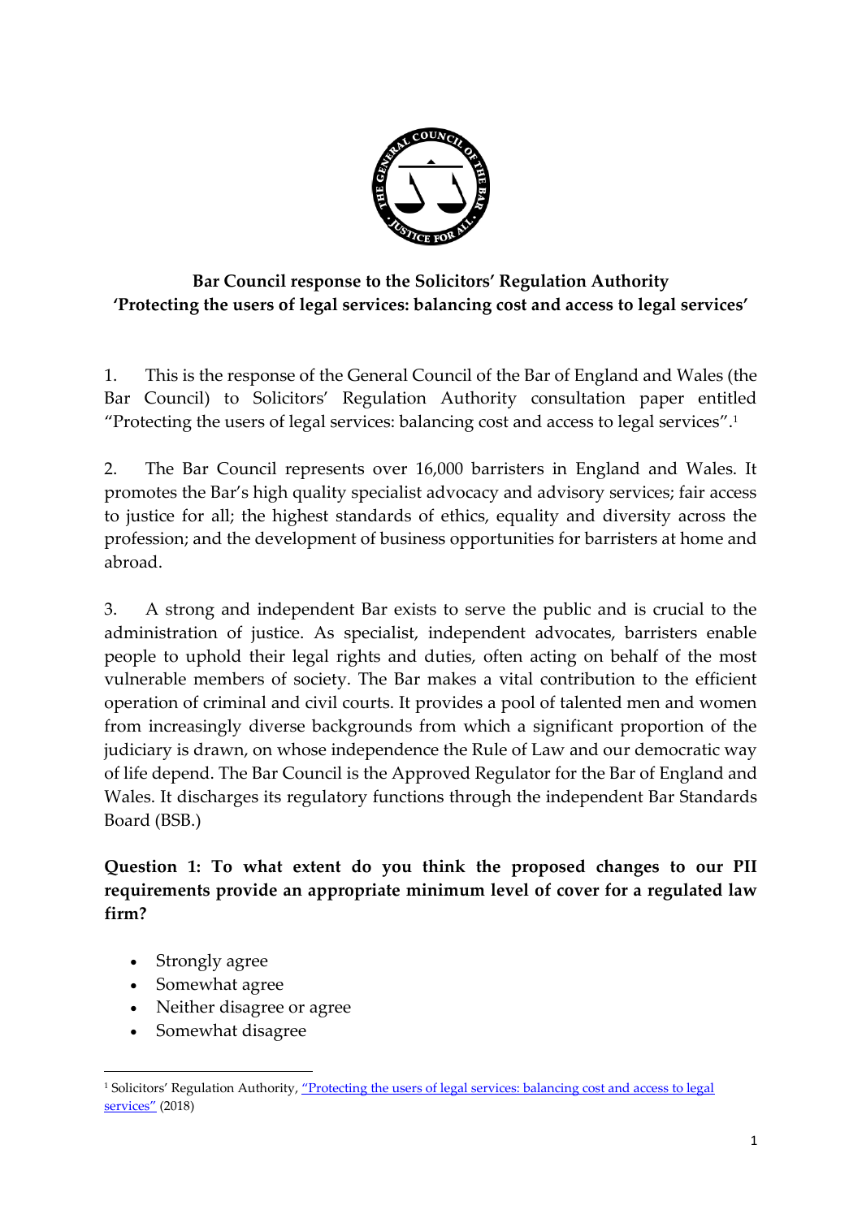**Bar Council response to the Solicitors' Regulation Authority 'Protecting the users of legal services: balancing cost and access to legal services'**

1. This is the response of the General Council of the Bar of England and Wales (the Bar Council) to Solicitors' Regulation Authority consultation paper entitled "Protecting the users of legal services: balancing cost and access to legal services".[1]

2. The Bar Council represents over 16,000 barristers in England and Wales. It promotes the Bar's high quality specialist advocacy and advisory services; fair access to justice for all; the highest standards of ethics, equality and diversity across the profession; and the development of business opportunities for barristers at home and abroad.

3. A strong and independent Bar exists to serve the public and is crucial to the administration of justice. As specialist, independent advocates, barristers enable people to uphold their legal rights and duties, often acting on behalf of the most vulnerable members of society. The Bar makes a vital contribution to the efficient operation of criminal and civil courts. It provides a pool of talented men and women from increasingly diverse backgrounds from which a significant proportion of the judiciary is drawn, on whose independence the Rule of Law and our democratic way of life depend. The Bar Council is the Approved Regulator for the Bar of England and Wales. It discharges its regulatory functions through the independent Bar Standards Board (BSB.)

**Question 1: To what extent do you think the proposed changes to our PII requirements provide an appropriate minimum level of cover for a regulated law firm?**

- Strongly agree
- Somewhat agree
- Neither disagree or agree
- Somewhat disagree

[1] Solicitors' Regulation Authority, "Protecting the users of legal services: balancing cost and access to legal services" (2018)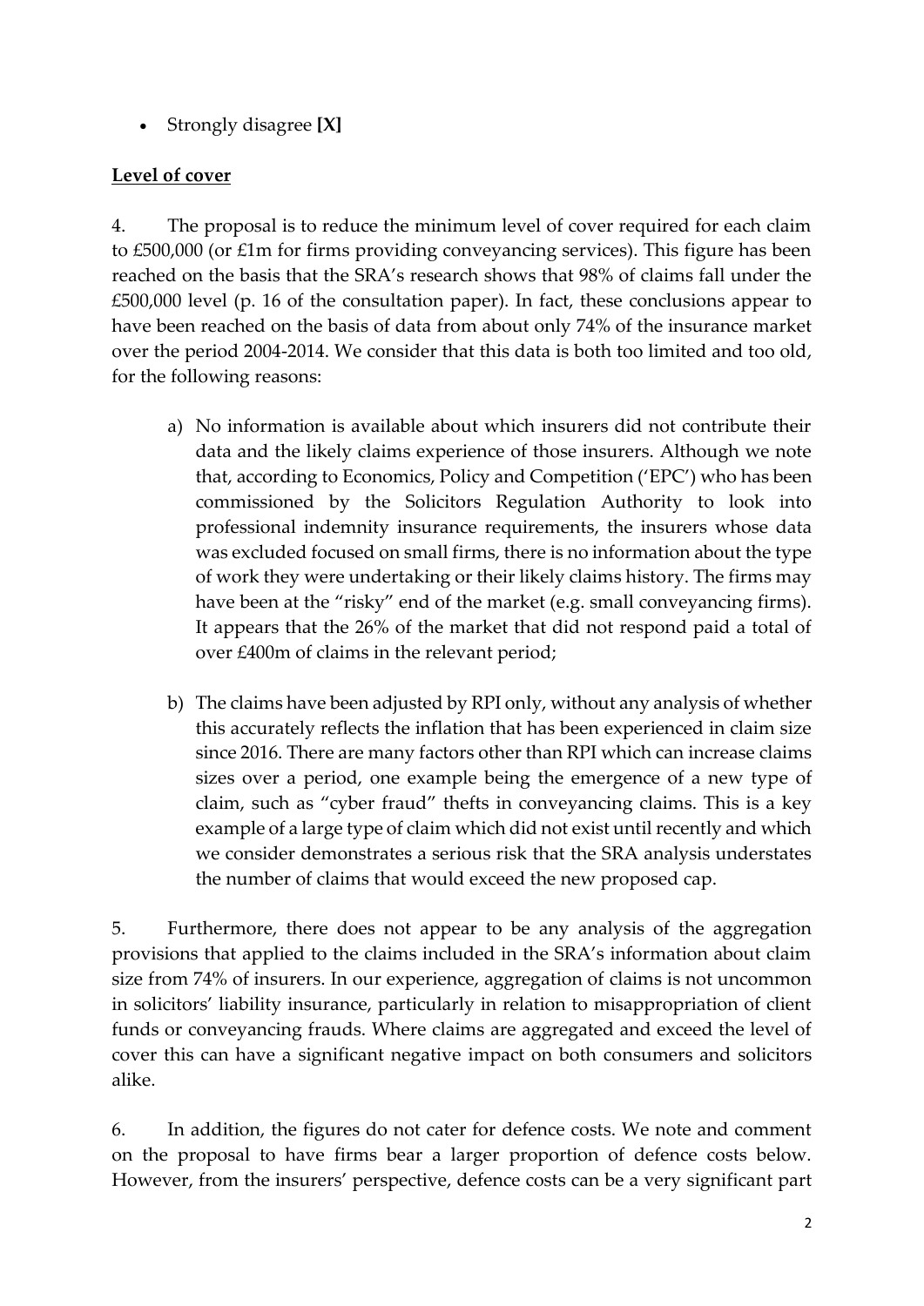- Strongly disagree **[X]**

**Level of cover**

4. The proposal is to reduce the minimum level of cover required for each claim to £500,000 (or £1m for firms providing conveyancing services). This figure has been reached on the basis that the SRA's research shows that 98% of claims fall under the £500,000 level (p. 16 of the consultation paper). In fact, these conclusions appear to have been reached on the basis of data from about only 74% of the insurance market over the period 2004-2014. We consider that this data is both too limited and too old, for the following reasons:

   a) No information is available about which insurers did not contribute their data and the likely claims experience of those insurers. Although we note that, according to Economics, Policy and Competition ('EPC') who has been commissioned by the Solicitors Regulation Authority to look into professional indemnity insurance requirements, the insurers whose data was excluded focused on small firms, there is no information about the type of work they were undertaking or their likely claims history. The firms may have been at the "risky" end of the market (e.g. small conveyancing firms). It appears that the 26% of the market that did not respond paid a total of over £400m of claims in the relevant period;

   b) The claims have been adjusted by RPI only, without any analysis of whether this accurately reflects the inflation that has been experienced in claim size since 2016. There are many factors other than RPI which can increase claims sizes over a period, one example being the emergence of a new type of claim, such as "cyber fraud" thefts in conveyancing claims. This is a key example of a large type of claim which did not exist until recently and which we consider demonstrates a serious risk that the SRA analysis understates the number of claims that would exceed the new proposed cap.

5. Furthermore, there does not appear to be any analysis of the aggregation provisions that applied to the claims included in the SRA's information about claim size from 74% of insurers. In our experience, aggregation of claims is not uncommon in solicitors' liability insurance, particularly in relation to misappropriation of client funds or conveyancing frauds. Where claims are aggregated and exceed the level of cover this can have a significant negative impact on both consumers and solicitors alike.

6. In addition, the figures do not cater for defence costs. We note and comment on the proposal to have firms bear a larger proportion of defence costs below. However, from the insurers' perspective, defence costs can be a very significant part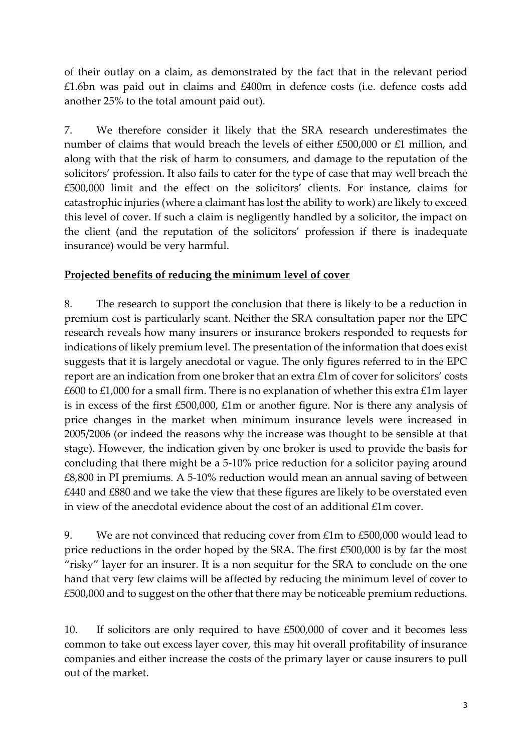of their outlay on a claim, as demonstrated by the fact that in the relevant period £1.6bn was paid out in claims and £400m in defence costs (i.e. defence costs add another 25% to the total amount paid out).

7. We therefore consider it likely that the SRA research underestimates the number of claims that would breach the levels of either £500,000 or £1 million, and along with that the risk of harm to consumers, and damage to the reputation of the solicitors' profession. It also fails to cater for the type of case that may well breach the £500,000 limit and the effect on the solicitors' clients. For instance, claims for catastrophic injuries (where a claimant has lost the ability to work) are likely to exceed this level of cover. If such a claim is negligently handled by a solicitor, the impact on the client (and the reputation of the solicitors' profession if there is inadequate insurance) would be very harmful.

## **Projected benefits of reducing the minimum level of cover**

8. The research to support the conclusion that there is likely to be a reduction in premium cost is particularly scant. Neither the SRA consultation paper nor the EPC research reveals how many insurers or insurance brokers responded to requests for indications of likely premium level. The presentation of the information that does exist suggests that it is largely anecdotal or vague. The only figures referred to in the EPC report are an indication from one broker that an extra £1m of cover for solicitors' costs £600 to £1,000 for a small firm. There is no explanation of whether this extra £1m layer is in excess of the first £500,000, £1m or another figure. Nor is there any analysis of price changes in the market when minimum insurance levels were increased in 2005/2006 (or indeed the reasons why the increase was thought to be sensible at that stage). However, the indication given by one broker is used to provide the basis for concluding that there might be a 5-10% price reduction for a solicitor paying around £8,800 in PI premiums. A 5-10% reduction would mean an annual saving of between £440 and £880 and we take the view that these figures are likely to be overstated even in view of the anecdotal evidence about the cost of an additional £1m cover.

9. We are not convinced that reducing cover from £1m to £500,000 would lead to price reductions in the order hoped by the SRA. The first £500,000 is by far the most "risky" layer for an insurer. It is a non sequitur for the SRA to conclude on the one hand that very few claims will be affected by reducing the minimum level of cover to £500,000 and to suggest on the other that there may be noticeable premium reductions.

10. If solicitors are only required to have £500,000 of cover and it becomes less common to take out excess layer cover, this may hit overall profitability of insurance companies and either increase the costs of the primary layer or cause insurers to pull out of the market.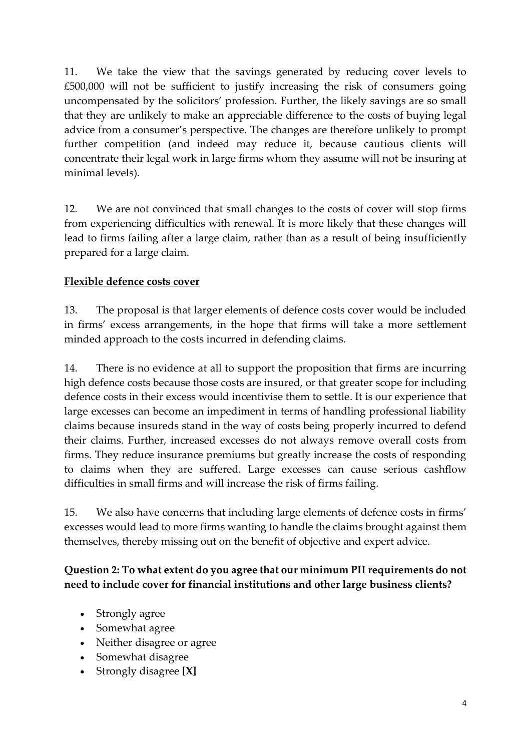11. We take the view that the savings generated by reducing cover levels to £500,000 will not be sufficient to justify increasing the risk of consumers going uncompensated by the solicitors' profession. Further, the likely savings are so small that they are unlikely to make an appreciable difference to the costs of buying legal advice from a consumer's perspective. The changes are therefore unlikely to prompt further competition (and indeed may reduce it, because cautious clients will concentrate their legal work in large firms whom they assume will not be insuring at minimal levels).

12. We are not convinced that small changes to the costs of cover will stop firms from experiencing difficulties with renewal. It is more likely that these changes will lead to firms failing after a large claim, rather than as a result of being insufficiently prepared for a large claim.

**Flexible defence costs cover**

13. The proposal is that larger elements of defence costs cover would be included in firms' excess arrangements, in the hope that firms will take a more settlement minded approach to the costs incurred in defending claims.

14. There is no evidence at all to support the proposition that firms are incurring high defence costs because those costs are insured, or that greater scope for including defence costs in their excess would incentivise them to settle. It is our experience that large excesses can become an impediment in terms of handling professional liability claims because insureds stand in the way of costs being properly incurred to defend their claims. Further, increased excesses do not always remove overall costs from firms. They reduce insurance premiums but greatly increase the costs of responding to claims when they are suffered. Large excesses can cause serious cashflow difficulties in small firms and will increase the risk of firms failing.

15. We also have concerns that including large elements of defence costs in firms' excesses would lead to more firms wanting to handle the claims brought against them themselves, thereby missing out on the benefit of objective and expert advice.

**Question 2: To what extent do you agree that our minimum PII requirements do not need to include cover for financial institutions and other large business clients?**

- Strongly agree
- Somewhat agree
- Neither disagree or agree
- Somewhat disagree
- Strongly disagree **[X]**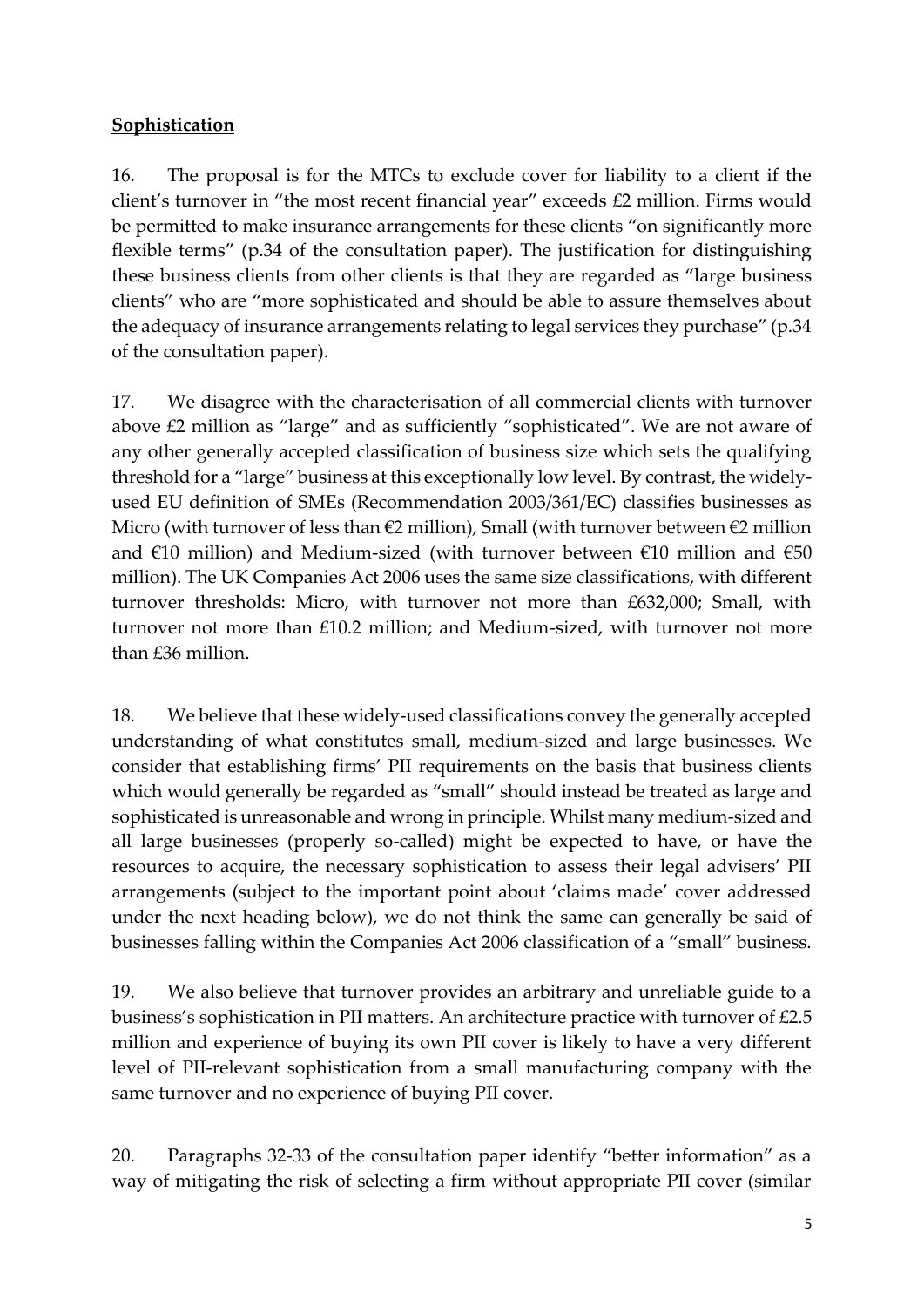**Sophistication**

16. The proposal is for the MTCs to exclude cover for liability to a client if the client's turnover in "the most recent financial year" exceeds £2 million. Firms would be permitted to make insurance arrangements for these clients "on significantly more flexible terms" (p.34 of the consultation paper). The justification for distinguishing these business clients from other clients is that they are regarded as "large business clients" who are "more sophisticated and should be able to assure themselves about the adequacy of insurance arrangements relating to legal services they purchase" (p.34 of the consultation paper).

17. We disagree with the characterisation of all commercial clients with turnover above £2 million as "large" and as sufficiently "sophisticated". We are not aware of any other generally accepted classification of business size which sets the qualifying threshold for a "large" business at this exceptionally low level. By contrast, the widely-used EU definition of SMEs (Recommendation 2003/361/EC) classifies businesses as Micro (with turnover of less than €2 million), Small (with turnover between €2 million and €10 million) and Medium-sized (with turnover between €10 million and €50 million). The UK Companies Act 2006 uses the same size classifications, with different turnover thresholds: Micro, with turnover not more than £632,000; Small, with turnover not more than £10.2 million; and Medium-sized, with turnover not more than £36 million.

18. We believe that these widely-used classifications convey the generally accepted understanding of what constitutes small, medium-sized and large businesses. We consider that establishing firms' PII requirements on the basis that business clients which would generally be regarded as "small" should instead be treated as large and sophisticated is unreasonable and wrong in principle. Whilst many medium-sized and all large businesses (properly so-called) might be expected to have, or have the resources to acquire, the necessary sophistication to assess their legal advisers' PII arrangements (subject to the important point about 'claims made' cover addressed under the next heading below), we do not think the same can generally be said of businesses falling within the Companies Act 2006 classification of a "small" business.

19. We also believe that turnover provides an arbitrary and unreliable guide to a business's sophistication in PII matters. An architecture practice with turnover of £2.5 million and experience of buying its own PII cover is likely to have a very different level of PII-relevant sophistication from a small manufacturing company with the same turnover and no experience of buying PII cover.

20. Paragraphs 32-33 of the consultation paper identify "better information" as a way of mitigating the risk of selecting a firm without appropriate PII cover (similar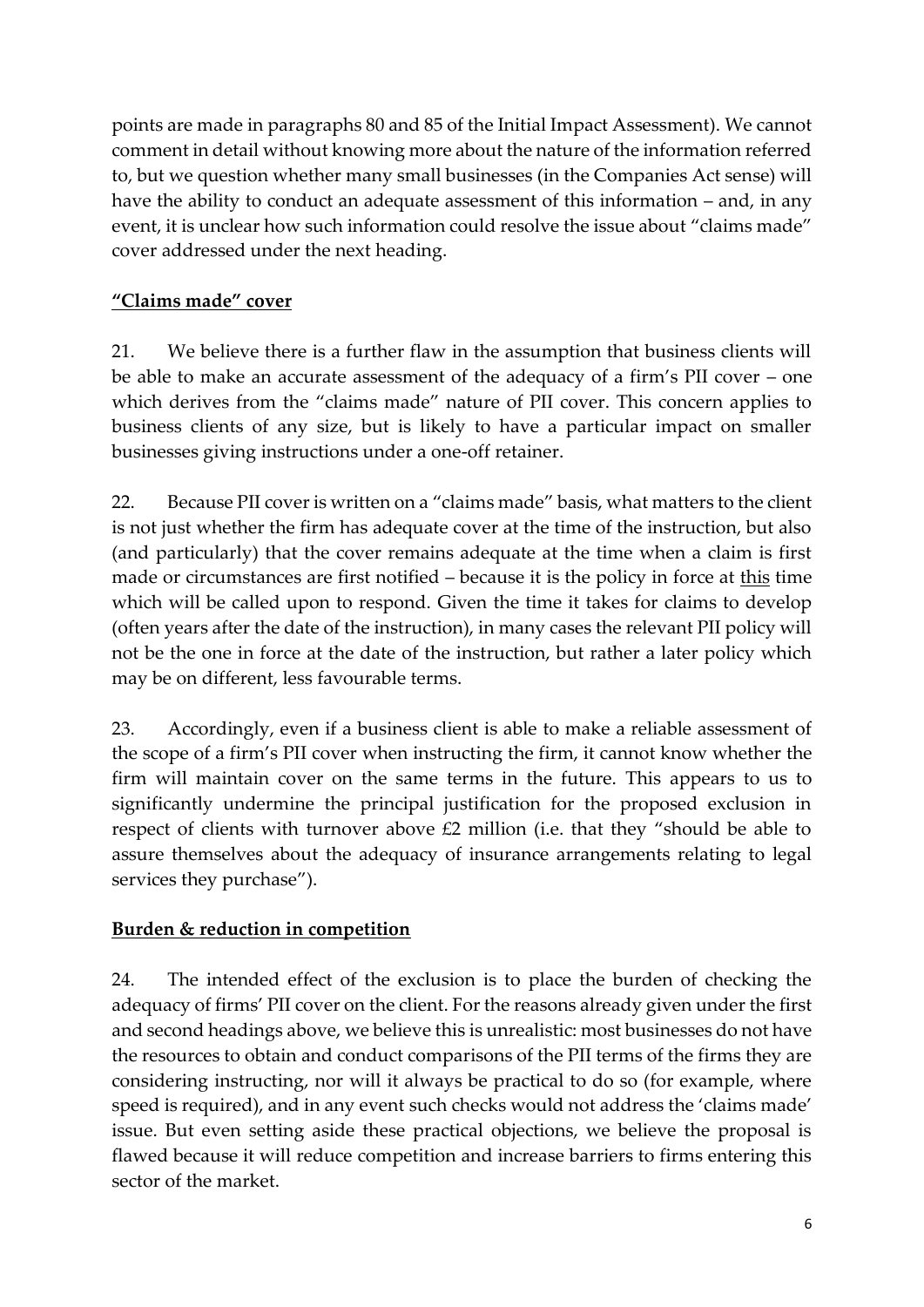points are made in paragraphs 80 and 85 of the Initial Impact Assessment). We cannot comment in detail without knowing more about the nature of the information referred to, but we question whether many small businesses (in the Companies Act sense) will have the ability to conduct an adequate assessment of this information – and, in any event, it is unclear how such information could resolve the issue about "claims made" cover addressed under the next heading.

## **"Claims made" cover**

21. We believe there is a further flaw in the assumption that business clients will be able to make an accurate assessment of the adequacy of a firm's PII cover – one which derives from the "claims made" nature of PII cover. This concern applies to business clients of any size, but is likely to have a particular impact on smaller businesses giving instructions under a one-off retainer.

22. Because PII cover is written on a "claims made" basis, what matters to the client is not just whether the firm has adequate cover at the time of the instruction, but also (and particularly) that the cover remains adequate at the time when a claim is first made or circumstances are first notified – because it is the policy in force at <u>this</u> time which will be called upon to respond. Given the time it takes for claims to develop (often years after the date of the instruction), in many cases the relevant PII policy will not be the one in force at the date of the instruction, but rather a later policy which may be on different, less favourable terms.

23. Accordingly, even if a business client is able to make a reliable assessment of the scope of a firm's PII cover when instructing the firm, it cannot know whether the firm will maintain cover on the same terms in the future. This appears to us to significantly undermine the principal justification for the proposed exclusion in respect of clients with turnover above £2 million (i.e. that they "should be able to assure themselves about the adequacy of insurance arrangements relating to legal services they purchase").

## **Burden & reduction in competition**

24. The intended effect of the exclusion is to place the burden of checking the adequacy of firms' PII cover on the client. For the reasons already given under the first and second headings above, we believe this is unrealistic: most businesses do not have the resources to obtain and conduct comparisons of the PII terms of the firms they are considering instructing, nor will it always be practical to do so (for example, where speed is required), and in any event such checks would not address the 'claims made' issue. But even setting aside these practical objections, we believe the proposal is flawed because it will reduce competition and increase barriers to firms entering this sector of the market.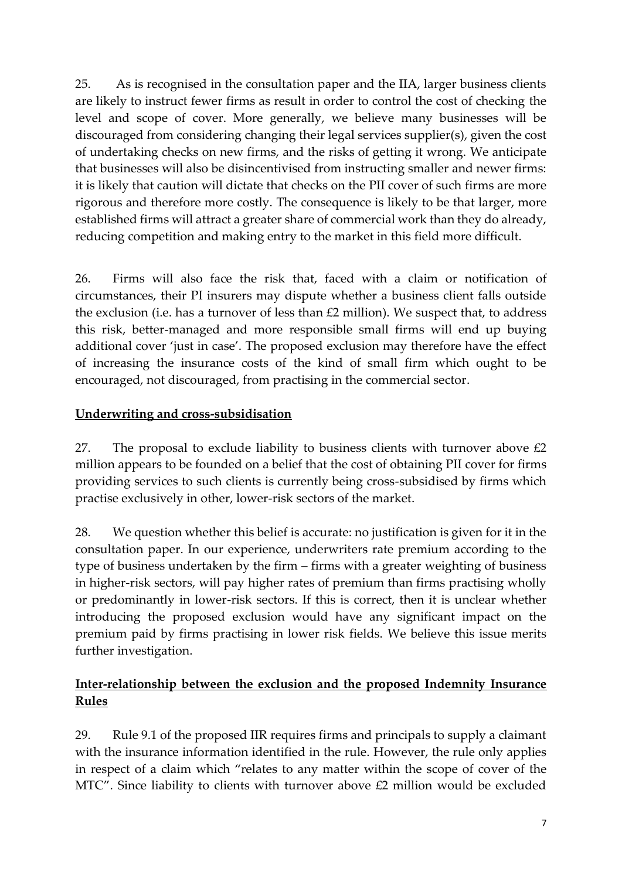25. As is recognised in the consultation paper and the IIA, larger business clients are likely to instruct fewer firms as result in order to control the cost of checking the level and scope of cover. More generally, we believe many businesses will be discouraged from considering changing their legal services supplier(s), given the cost of undertaking checks on new firms, and the risks of getting it wrong. We anticipate that businesses will also be disincentivised from instructing smaller and newer firms: it is likely that caution will dictate that checks on the PII cover of such firms are more rigorous and therefore more costly. The consequence is likely to be that larger, more established firms will attract a greater share of commercial work than they do already, reducing competition and making entry to the market in this field more difficult.

26. Firms will also face the risk that, faced with a claim or notification of circumstances, their PI insurers may dispute whether a business client falls outside the exclusion (i.e. has a turnover of less than £2 million). We suspect that, to address this risk, better-managed and more responsible small firms will end up buying additional cover 'just in case'. The proposed exclusion may therefore have the effect of increasing the insurance costs of the kind of small firm which ought to be encouraged, not discouraged, from practising in the commercial sector.

**Underwriting and cross-subsidisation**

27. The proposal to exclude liability to business clients with turnover above £2 million appears to be founded on a belief that the cost of obtaining PII cover for firms providing services to such clients is currently being cross-subsidised by firms which practise exclusively in other, lower-risk sectors of the market.

28. We question whether this belief is accurate: no justification is given for it in the consultation paper. In our experience, underwriters rate premium according to the type of business undertaken by the firm – firms with a greater weighting of business in higher-risk sectors, will pay higher rates of premium than firms practising wholly or predominantly in lower-risk sectors. If this is correct, then it is unclear whether introducing the proposed exclusion would have any significant impact on the premium paid by firms practising in lower risk fields. We believe this issue merits further investigation.

**Inter-relationship between the exclusion and the proposed Indemnity Insurance Rules**

29. Rule 9.1 of the proposed IIR requires firms and principals to supply a claimant with the insurance information identified in the rule. However, the rule only applies in respect of a claim which "relates to any matter within the scope of cover of the MTC". Since liability to clients with turnover above £2 million would be excluded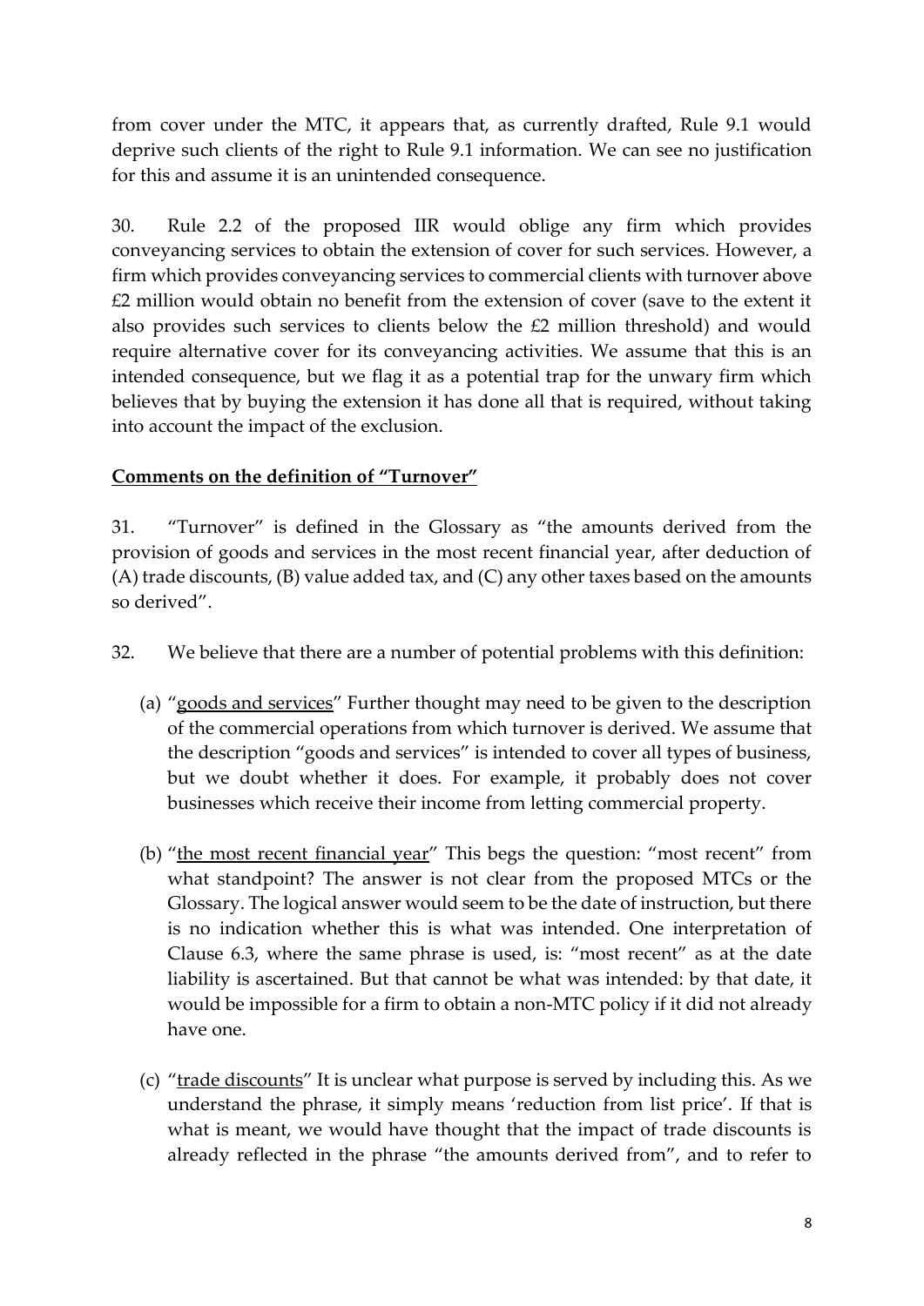from cover under the MTC, it appears that, as currently drafted, Rule 9.1 would deprive such clients of the right to Rule 9.1 information. We can see no justification for this and assume it is an unintended consequence.

30. Rule 2.2 of the proposed IIR would oblige any firm which provides conveyancing services to obtain the extension of cover for such services. However, a firm which provides conveyancing services to commercial clients with turnover above £2 million would obtain no benefit from the extension of cover (save to the extent it also provides such services to clients below the £2 million threshold) and would require alternative cover for its conveyancing activities. We assume that this is an intended consequence, but we flag it as a potential trap for the unwary firm which believes that by buying the extension it has done all that is required, without taking into account the impact of the exclusion.

**Comments on the definition of "Turnover"**

31. "Turnover" is defined in the Glossary as "the amounts derived from the provision of goods and services in the most recent financial year, after deduction of (A) trade discounts, (B) value added tax, and (C) any other taxes based on the amounts so derived".

32. We believe that there are a number of potential problems with this definition:

(a) "goods and services" Further thought may need to be given to the description of the commercial operations from which turnover is derived. We assume that the description "goods and services" is intended to cover all types of business, but we doubt whether it does. For example, it probably does not cover businesses which receive their income from letting commercial property.

(b) "the most recent financial year" This begs the question: "most recent" from what standpoint? The answer is not clear from the proposed MTCs or the Glossary. The logical answer would seem to be the date of instruction, but there is no indication whether this is what was intended. One interpretation of Clause 6.3, where the same phrase is used, is: "most recent" as at the date liability is ascertained. But that cannot be what was intended: by that date, it would be impossible for a firm to obtain a non-MTC policy if it did not already have one.

(c) "trade discounts" It is unclear what purpose is served by including this. As we understand the phrase, it simply means 'reduction from list price'. If that is what is meant, we would have thought that the impact of trade discounts is already reflected in the phrase "the amounts derived from", and to refer to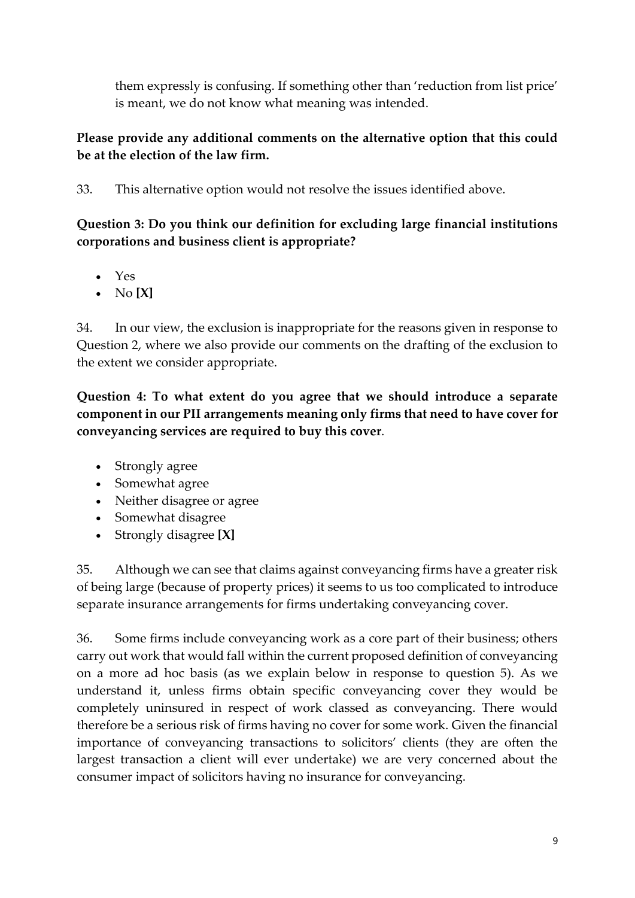them expressly is confusing. If something other than 'reduction from list price' is meant, we do not know what meaning was intended.

**Please provide any additional comments on the alternative option that this could be at the election of the law firm.**

33. This alternative option would not resolve the issues identified above.

**Question 3: Do you think our definition for excluding large financial institutions corporations and business client is appropriate?**

- Yes
- No **[X]**

34. In our view, the exclusion is inappropriate for the reasons given in response to Question 2, where we also provide our comments on the drafting of the exclusion to the extent we consider appropriate.

**Question 4: To what extent do you agree that we should introduce a separate component in our PII arrangements meaning only firms that need to have cover for conveyancing services are required to buy this cover**.

- Strongly agree
- Somewhat agree
- Neither disagree or agree
- Somewhat disagree
- Strongly disagree **[X]**

35. Although we can see that claims against conveyancing firms have a greater risk of being large (because of property prices) it seems to us too complicated to introduce separate insurance arrangements for firms undertaking conveyancing cover.

36. Some firms include conveyancing work as a core part of their business; others carry out work that would fall within the current proposed definition of conveyancing on a more ad hoc basis (as we explain below in response to question 5). As we understand it, unless firms obtain specific conveyancing cover they would be completely uninsured in respect of work classed as conveyancing. There would therefore be a serious risk of firms having no cover for some work. Given the financial importance of conveyancing transactions to solicitors' clients (they are often the largest transaction a client will ever undertake) we are very concerned about the consumer impact of solicitors having no insurance for conveyancing.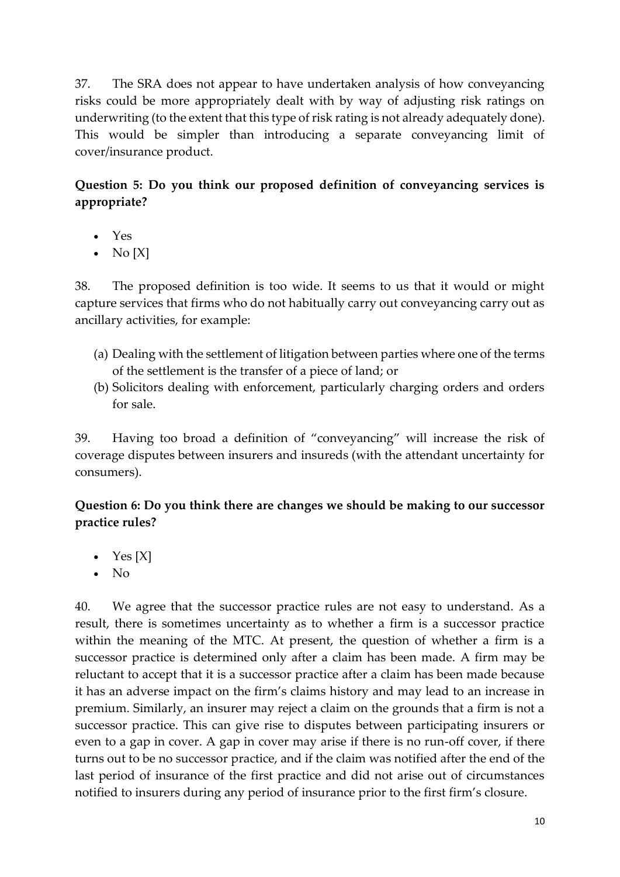37. The SRA does not appear to have undertaken analysis of how conveyancing risks could be more appropriately dealt with by way of adjusting risk ratings on underwriting (to the extent that this type of risk rating is not already adequately done). This would be simpler than introducing a separate conveyancing limit of cover/insurance product.

**Question 5: Do you think our proposed definition of conveyancing services is appropriate?**

- Yes
- No [X]

38. The proposed definition is too wide. It seems to us that it would or might capture services that firms who do not habitually carry out conveyancing carry out as ancillary activities, for example:

(a) Dealing with the settlement of litigation between parties where one of the terms of the settlement is the transfer of a piece of land; or

(b) Solicitors dealing with enforcement, particularly charging orders and orders for sale.

39. Having too broad a definition of "conveyancing" will increase the risk of coverage disputes between insurers and insureds (with the attendant uncertainty for consumers).

**Question 6: Do you think there are changes we should be making to our successor practice rules?**

- Yes [X]
- No

40. We agree that the successor practice rules are not easy to understand. As a result, there is sometimes uncertainty as to whether a firm is a successor practice within the meaning of the MTC. At present, the question of whether a firm is a successor practice is determined only after a claim has been made. A firm may be reluctant to accept that it is a successor practice after a claim has been made because it has an adverse impact on the firm's claims history and may lead to an increase in premium. Similarly, an insurer may reject a claim on the grounds that a firm is not a successor practice. This can give rise to disputes between participating insurers or even to a gap in cover. A gap in cover may arise if there is no run-off cover, if there turns out to be no successor practice, and if the claim was notified after the end of the last period of insurance of the first practice and did not arise out of circumstances notified to insurers during any period of insurance prior to the first firm's closure.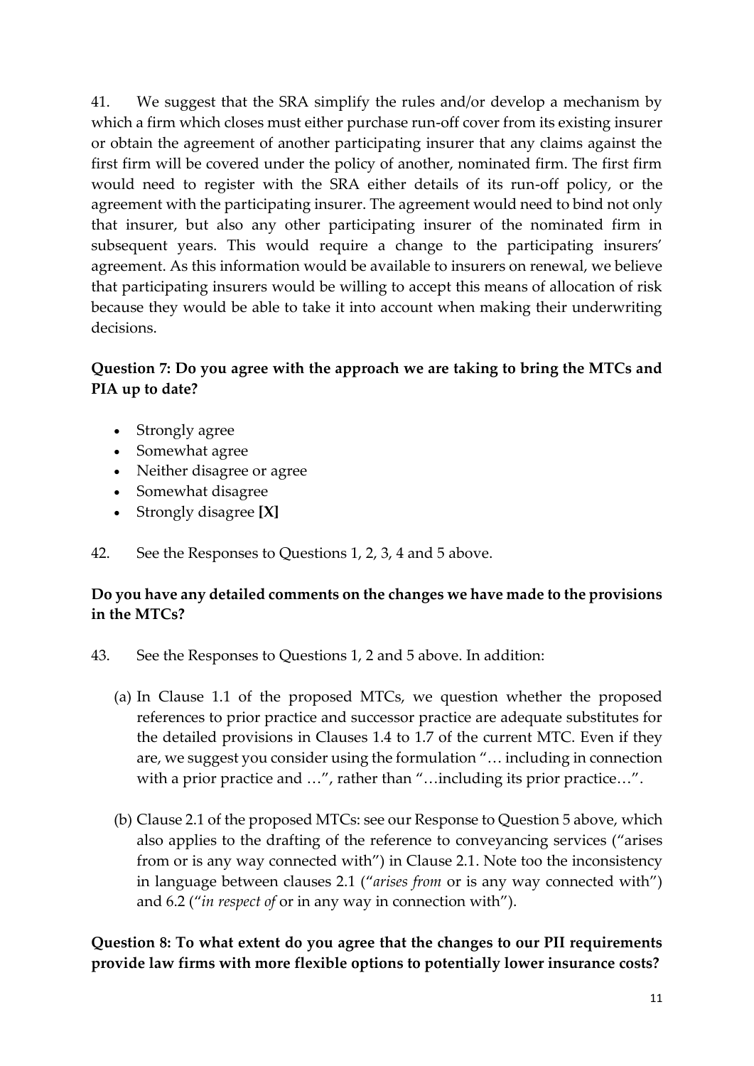41. We suggest that the SRA simplify the rules and/or develop a mechanism by which a firm which closes must either purchase run-off cover from its existing insurer or obtain the agreement of another participating insurer that any claims against the first firm will be covered under the policy of another, nominated firm. The first firm would need to register with the SRA either details of its run-off policy, or the agreement with the participating insurer. The agreement would need to bind not only that insurer, but also any other participating insurer of the nominated firm in subsequent years. This would require a change to the participating insurers' agreement. As this information would be available to insurers on renewal, we believe that participating insurers would be willing to accept this means of allocation of risk because they would be able to take it into account when making their underwriting decisions.

**Question 7: Do you agree with the approach we are taking to bring the MTCs and PIA up to date?**

- Strongly agree
- Somewhat agree
- Neither disagree or agree
- Somewhat disagree
- Strongly disagree **[X]**

42. See the Responses to Questions 1, 2, 3, 4 and 5 above.

**Do you have any detailed comments on the changes we have made to the provisions in the MTCs?**

43. See the Responses to Questions 1, 2 and 5 above. In addition:

(a) In Clause 1.1 of the proposed MTCs, we question whether the proposed references to prior practice and successor practice are adequate substitutes for the detailed provisions in Clauses 1.4 to 1.7 of the current MTC. Even if they are, we suggest you consider using the formulation "… including in connection with a prior practice and …", rather than "…including its prior practice…".

(b) Clause 2.1 of the proposed MTCs: see our Response to Question 5 above, which also applies to the drafting of the reference to conveyancing services ("arises from or is any way connected with") in Clause 2.1. Note too the inconsistency in language between clauses 2.1 ("*arises from* or is any way connected with") and 6.2 ("*in respect of* or in any way in connection with").

**Question 8: To what extent do you agree that the changes to our PII requirements provide law firms with more flexible options to potentially lower insurance costs?**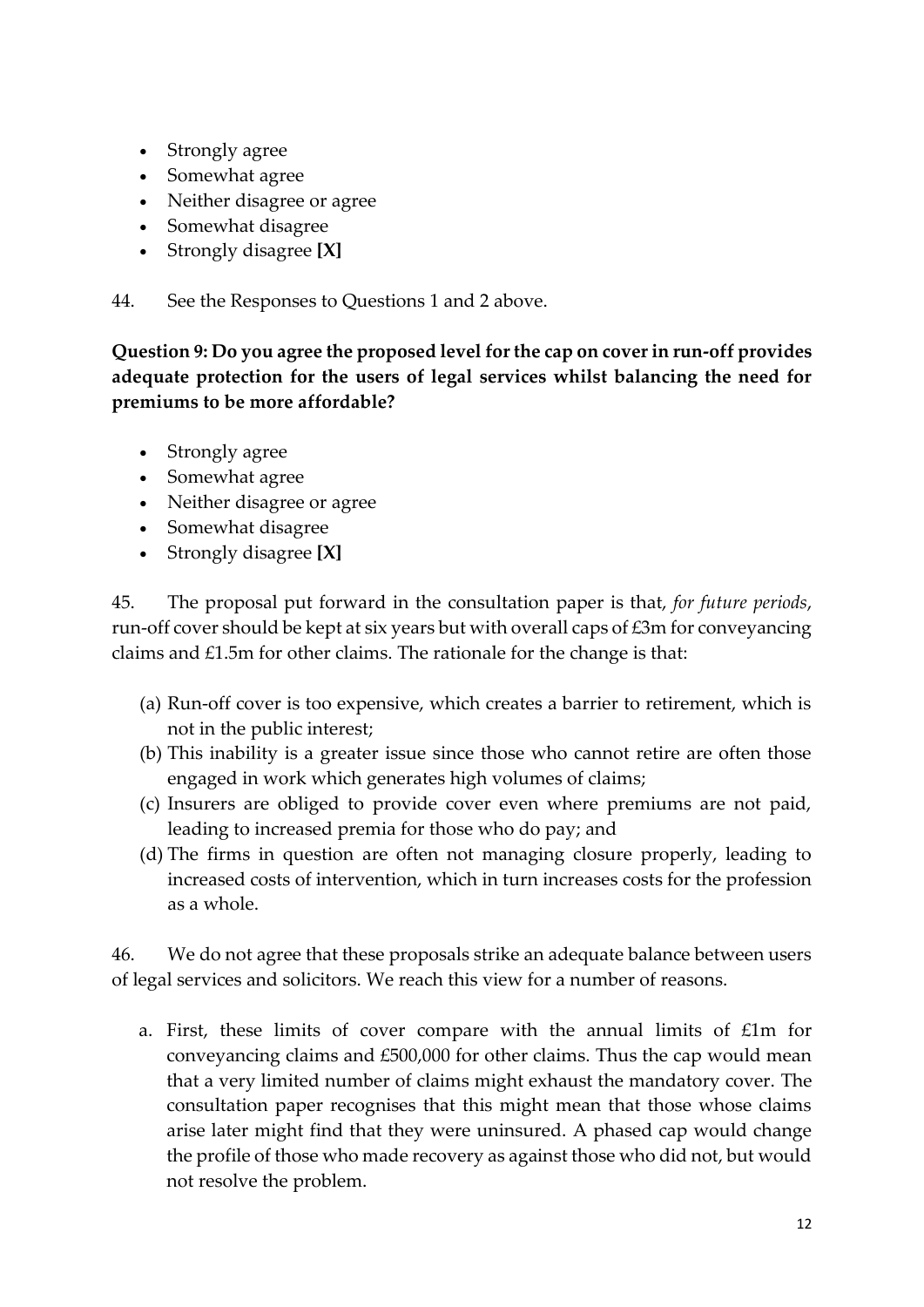- Strongly agree
- Somewhat agree
- Neither disagree or agree
- Somewhat disagree
- Strongly disagree **[X]**

44. See the Responses to Questions 1 and 2 above.

**Question 9: Do you agree the proposed level for the cap on cover in run-off provides adequate protection for the users of legal services whilst balancing the need for premiums to be more affordable?**

- Strongly agree
- Somewhat agree
- Neither disagree or agree
- Somewhat disagree
- Strongly disagree **[X]**

45. The proposal put forward in the consultation paper is that, *for future periods*, run-off cover should be kept at six years but with overall caps of £3m for conveyancing claims and £1.5m for other claims. The rationale for the change is that:

(a) Run-off cover is too expensive, which creates a barrier to retirement, which is not in the public interest;
(b) This inability is a greater issue since those who cannot retire are often those engaged in work which generates high volumes of claims;
(c) Insurers are obliged to provide cover even where premiums are not paid, leading to increased premia for those who do pay; and
(d) The firms in question are often not managing closure properly, leading to increased costs of intervention, which in turn increases costs for the profession as a whole.

46. We do not agree that these proposals strike an adequate balance between users of legal services and solicitors. We reach this view for a number of reasons.

a. First, these limits of cover compare with the annual limits of £1m for conveyancing claims and £500,000 for other claims. Thus the cap would mean that a very limited number of claims might exhaust the mandatory cover. The consultation paper recognises that this might mean that those whose claims arise later might find that they were uninsured. A phased cap would change the profile of those who made recovery as against those who did not, but would not resolve the problem.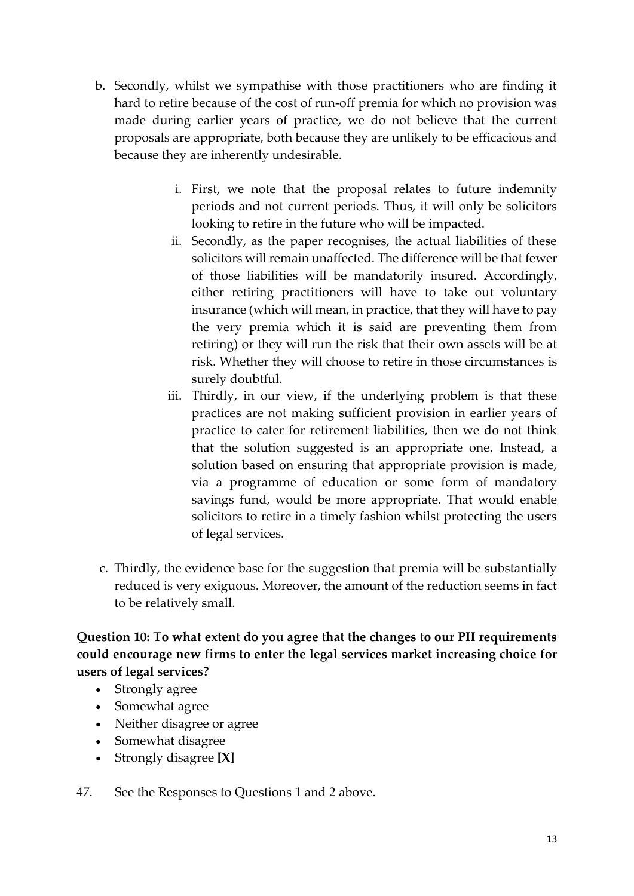b. Secondly, whilst we sympathise with those practitioners who are finding it hard to retire because of the cost of run-off premia for which no provision was made during earlier years of practice, we do not believe that the current proposals are appropriate, both because they are unlikely to be efficacious and because they are inherently undesirable.

    i. First, we note that the proposal relates to future indemnity periods and not current periods. Thus, it will only be solicitors looking to retire in the future who will be impacted.

    ii. Secondly, as the paper recognises, the actual liabilities of these solicitors will remain unaffected. The difference will be that fewer of those liabilities will be mandatorily insured. Accordingly, either retiring practitioners will have to take out voluntary insurance (which will mean, in practice, that they will have to pay the very premia which it is said are preventing them from retiring) or they will run the risk that their own assets will be at risk. Whether they will choose to retire in those circumstances is surely doubtful.

    iii. Thirdly, in our view, if the underlying problem is that these practices are not making sufficient provision in earlier years of practice to cater for retirement liabilities, then we do not think that the solution suggested is an appropriate one. Instead, a solution based on ensuring that appropriate provision is made, via a programme of education or some form of mandatory savings fund, would be more appropriate. That would enable solicitors to retire in a timely fashion whilst protecting the users of legal services.

c. Thirdly, the evidence base for the suggestion that premia will be substantially reduced is very exiguous. Moreover, the amount of the reduction seems in fact to be relatively small.

**Question 10: To what extent do you agree that the changes to our PII requirements could encourage new firms to enter the legal services market increasing choice for users of legal services?**

- Strongly agree
- Somewhat agree
- Neither disagree or agree
- Somewhat disagree
- Strongly disagree **[X]**

47. See the Responses to Questions 1 and 2 above.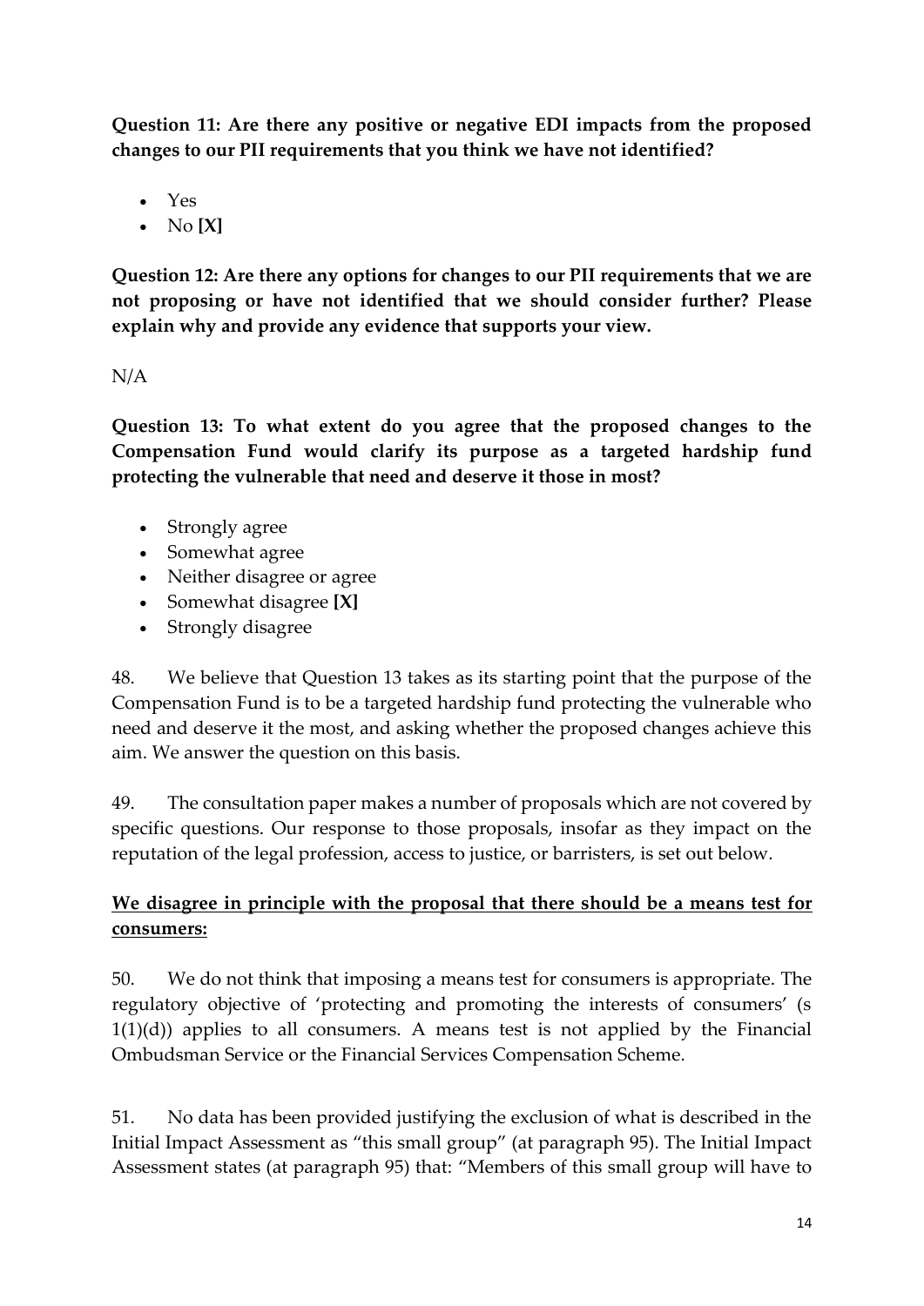**Question 11: Are there any positive or negative EDI impacts from the proposed changes to our PII requirements that you think we have not identified?**

- Yes
- No **[X]**

**Question 12: Are there any options for changes to our PII requirements that we are not proposing or have not identified that we should consider further? Please explain why and provide any evidence that supports your view.**

N/A

**Question 13: To what extent do you agree that the proposed changes to the Compensation Fund would clarify its purpose as a targeted hardship fund protecting the vulnerable that need and deserve it those in most?**

- Strongly agree
- Somewhat agree
- Neither disagree or agree
- Somewhat disagree **[X]**
- Strongly disagree

48. We believe that Question 13 takes as its starting point that the purpose of the Compensation Fund is to be a targeted hardship fund protecting the vulnerable who need and deserve it the most, and asking whether the proposed changes achieve this aim. We answer the question on this basis.

49. The consultation paper makes a number of proposals which are not covered by specific questions. Our response to those proposals, insofar as they impact on the reputation of the legal profession, access to justice, or barristers, is set out below.

**<u>We disagree in principle with the proposal that there should be a means test for consumers:</u>**

50. We do not think that imposing a means test for consumers is appropriate. The regulatory objective of 'protecting and promoting the interests of consumers' (s 1(1)(d)) applies to all consumers. A means test is not applied by the Financial Ombudsman Service or the Financial Services Compensation Scheme.

51. No data has been provided justifying the exclusion of what is described in the Initial Impact Assessment as "this small group" (at paragraph 95). The Initial Impact Assessment states (at paragraph 95) that: "Members of this small group will have to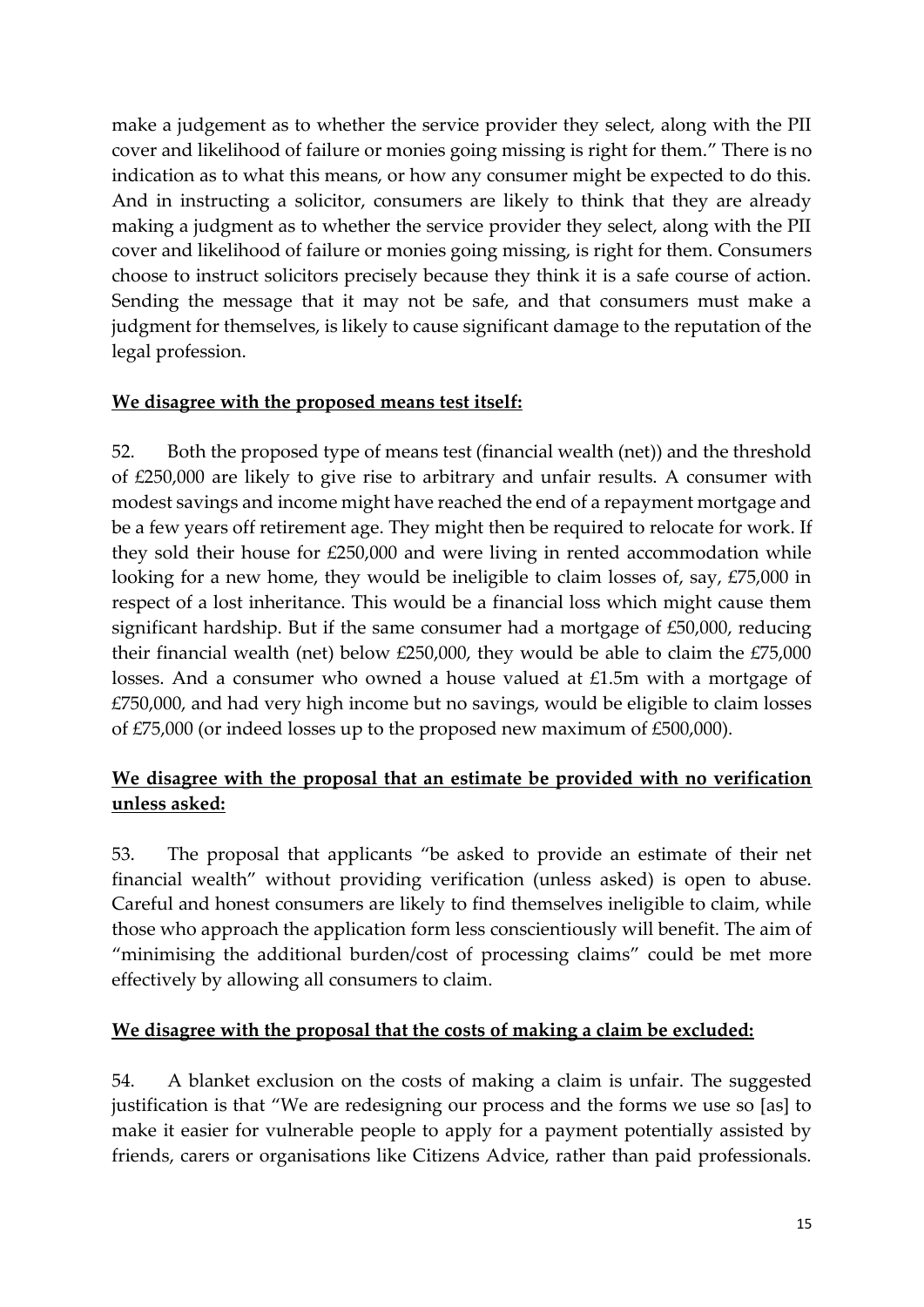make a judgement as to whether the service provider they select, along with the PII cover and likelihood of failure or monies going missing is right for them." There is no indication as to what this means, or how any consumer might be expected to do this. And in instructing a solicitor, consumers are likely to think that they are already making a judgment as to whether the service provider they select, along with the PII cover and likelihood of failure or monies going missing, is right for them. Consumers choose to instruct solicitors precisely because they think it is a safe course of action. Sending the message that it may not be safe, and that consumers must make a judgment for themselves, is likely to cause significant damage to the reputation of the legal profession.

**<u>We disagree with the proposed means test itself:</u>**

52. Both the proposed type of means test (financial wealth (net)) and the threshold of £250,000 are likely to give rise to arbitrary and unfair results. A consumer with modest savings and income might have reached the end of a repayment mortgage and be a few years off retirement age. They might then be required to relocate for work. If they sold their house for £250,000 and were living in rented accommodation while looking for a new home, they would be ineligible to claim losses of, say, £75,000 in respect of a lost inheritance. This would be a financial loss which might cause them significant hardship. But if the same consumer had a mortgage of £50,000, reducing their financial wealth (net) below £250,000, they would be able to claim the £75,000 losses. And a consumer who owned a house valued at £1.5m with a mortgage of £750,000, and had very high income but no savings, would be eligible to claim losses of £75,000 (or indeed losses up to the proposed new maximum of £500,000).

**<u>We disagree with the proposal that an estimate be provided with no verification unless asked:</u>**

53. The proposal that applicants "be asked to provide an estimate of their net financial wealth" without providing verification (unless asked) is open to abuse. Careful and honest consumers are likely to find themselves ineligible to claim, while those who approach the application form less conscientiously will benefit. The aim of "minimising the additional burden/cost of processing claims" could be met more effectively by allowing all consumers to claim.

**<u>We disagree with the proposal that the costs of making a claim be excluded:</u>**

54. A blanket exclusion on the costs of making a claim is unfair. The suggested justification is that "We are redesigning our process and the forms we use so [as] to make it easier for vulnerable people to apply for a payment potentially assisted by friends, carers or organisations like Citizens Advice, rather than paid professionals.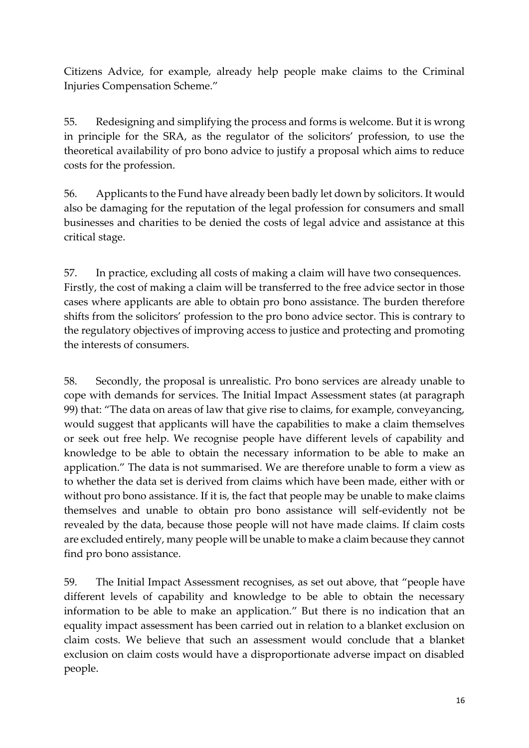Citizens Advice, for example, already help people make claims to the Criminal Injuries Compensation Scheme."

55. Redesigning and simplifying the process and forms is welcome. But it is wrong in principle for the SRA, as the regulator of the solicitors' profession, to use the theoretical availability of pro bono advice to justify a proposal which aims to reduce costs for the profession.

56. Applicants to the Fund have already been badly let down by solicitors. It would also be damaging for the reputation of the legal profession for consumers and small businesses and charities to be denied the costs of legal advice and assistance at this critical stage.

57. In practice, excluding all costs of making a claim will have two consequences. Firstly, the cost of making a claim will be transferred to the free advice sector in those cases where applicants are able to obtain pro bono assistance. The burden therefore shifts from the solicitors' profession to the pro bono advice sector. This is contrary to the regulatory objectives of improving access to justice and protecting and promoting the interests of consumers.

58. Secondly, the proposal is unrealistic. Pro bono services are already unable to cope with demands for services. The Initial Impact Assessment states (at paragraph 99) that: "The data on areas of law that give rise to claims, for example, conveyancing, would suggest that applicants will have the capabilities to make a claim themselves or seek out free help. We recognise people have different levels of capability and knowledge to be able to obtain the necessary information to be able to make an application." The data is not summarised. We are therefore unable to form a view as to whether the data set is derived from claims which have been made, either with or without pro bono assistance. If it is, the fact that people may be unable to make claims themselves and unable to obtain pro bono assistance will self-evidently not be revealed by the data, because those people will not have made claims. If claim costs are excluded entirely, many people will be unable to make a claim because they cannot find pro bono assistance.

59. The Initial Impact Assessment recognises, as set out above, that "people have different levels of capability and knowledge to be able to obtain the necessary information to be able to make an application." But there is no indication that an equality impact assessment has been carried out in relation to a blanket exclusion on claim costs. We believe that such an assessment would conclude that a blanket exclusion on claim costs would have a disproportionate adverse impact on disabled people.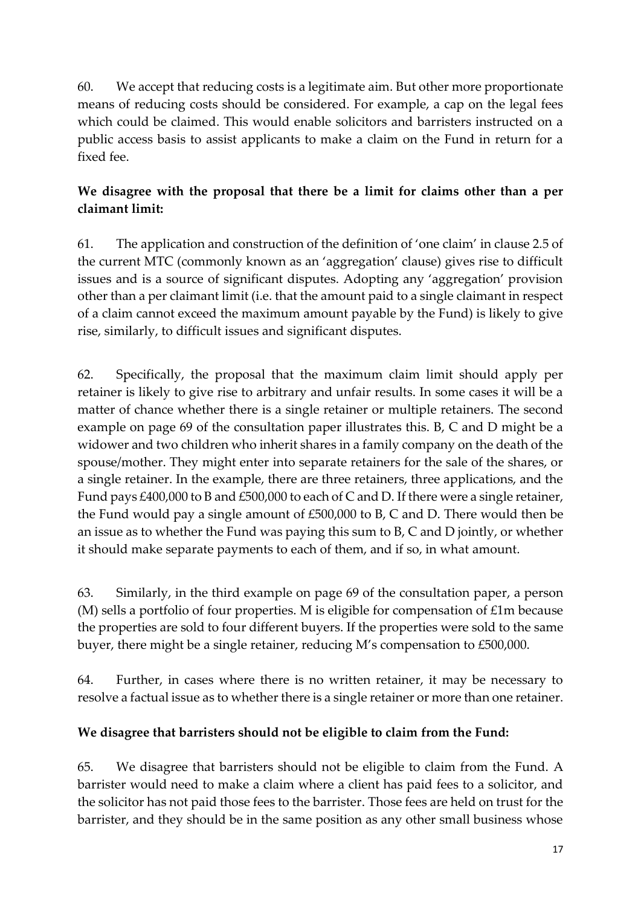60. We accept that reducing costs is a legitimate aim. But other more proportionate means of reducing costs should be considered. For example, a cap on the legal fees which could be claimed. This would enable solicitors and barristers instructed on a public access basis to assist applicants to make a claim on the Fund in return for a fixed fee.

**We disagree with the proposal that there be a limit for claims other than a per claimant limit:**

61. The application and construction of the definition of 'one claim' in clause 2.5 of the current MTC (commonly known as an 'aggregation' clause) gives rise to difficult issues and is a source of significant disputes. Adopting any 'aggregation' provision other than a per claimant limit (i.e. that the amount paid to a single claimant in respect of a claim cannot exceed the maximum amount payable by the Fund) is likely to give rise, similarly, to difficult issues and significant disputes.

62. Specifically, the proposal that the maximum claim limit should apply per retainer is likely to give rise to arbitrary and unfair results. In some cases it will be a matter of chance whether there is a single retainer or multiple retainers. The second example on page 69 of the consultation paper illustrates this. B, C and D might be a widower and two children who inherit shares in a family company on the death of the spouse/mother. They might enter into separate retainers for the sale of the shares, or a single retainer. In the example, there are three retainers, three applications, and the Fund pays £400,000 to B and £500,000 to each of C and D. If there were a single retainer, the Fund would pay a single amount of £500,000 to B, C and D. There would then be an issue as to whether the Fund was paying this sum to B, C and D jointly, or whether it should make separate payments to each of them, and if so, in what amount.

63. Similarly, in the third example on page 69 of the consultation paper, a person (M) sells a portfolio of four properties. M is eligible for compensation of £1m because the properties are sold to four different buyers. If the properties were sold to the same buyer, there might be a single retainer, reducing M's compensation to £500,000.

64. Further, in cases where there is no written retainer, it may be necessary to resolve a factual issue as to whether there is a single retainer or more than one retainer.

**We disagree that barristers should not be eligible to claim from the Fund:**

65. We disagree that barristers should not be eligible to claim from the Fund. A barrister would need to make a claim where a client has paid fees to a solicitor, and the solicitor has not paid those fees to the barrister. Those fees are held on trust for the barrister, and they should be in the same position as any other small business whose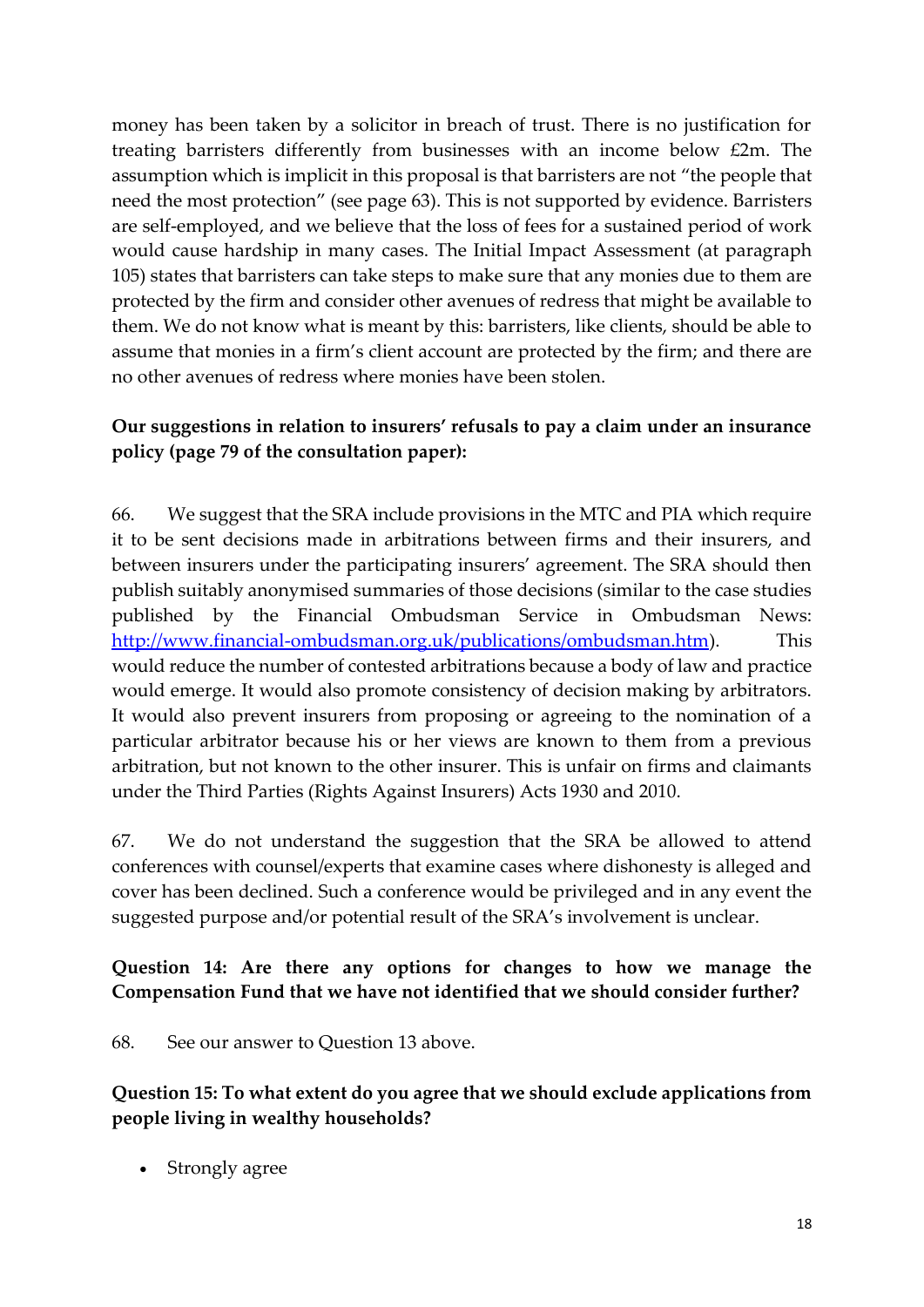money has been taken by a solicitor in breach of trust. There is no justification for treating barristers differently from businesses with an income below £2m. The assumption which is implicit in this proposal is that barristers are not "the people that need the most protection" (see page 63). This is not supported by evidence. Barristers are self-employed, and we believe that the loss of fees for a sustained period of work would cause hardship in many cases. The Initial Impact Assessment (at paragraph 105) states that barristers can take steps to make sure that any monies due to them are protected by the firm and consider other avenues of redress that might be available to them. We do not know what is meant by this: barristers, like clients, should be able to assume that monies in a firm's client account are protected by the firm; and there are no other avenues of redress where monies have been stolen.

**Our suggestions in relation to insurers' refusals to pay a claim under an insurance policy (page 79 of the consultation paper):**

66. We suggest that the SRA include provisions in the MTC and PIA which require it to be sent decisions made in arbitrations between firms and their insurers, and between insurers under the participating insurers' agreement. The SRA should then publish suitably anonymised summaries of those decisions (similar to the case studies published by the Financial Ombudsman Service in Ombudsman News: [http://www.financial-ombudsman.org.uk/publications/ombudsman.htm](http://www.financial-ombudsman.org.uk/publications/ombudsman.htm)). This would reduce the number of contested arbitrations because a body of law and practice would emerge. It would also promote consistency of decision making by arbitrators. It would also prevent insurers from proposing or agreeing to the nomination of a particular arbitrator because his or her views are known to them from a previous arbitration, but not known to the other insurer. This is unfair on firms and claimants under the Third Parties (Rights Against Insurers) Acts 1930 and 2010.

67. We do not understand the suggestion that the SRA be allowed to attend conferences with counsel/experts that examine cases where dishonesty is alleged and cover has been declined. Such a conference would be privileged and in any event the suggested purpose and/or potential result of the SRA's involvement is unclear.

**Question 14: Are there any options for changes to how we manage the Compensation Fund that we have not identified that we should consider further?**

68. See our answer to Question 13 above.

**Question 15: To what extent do you agree that we should exclude applications from people living in wealthy households?**

- Strongly agree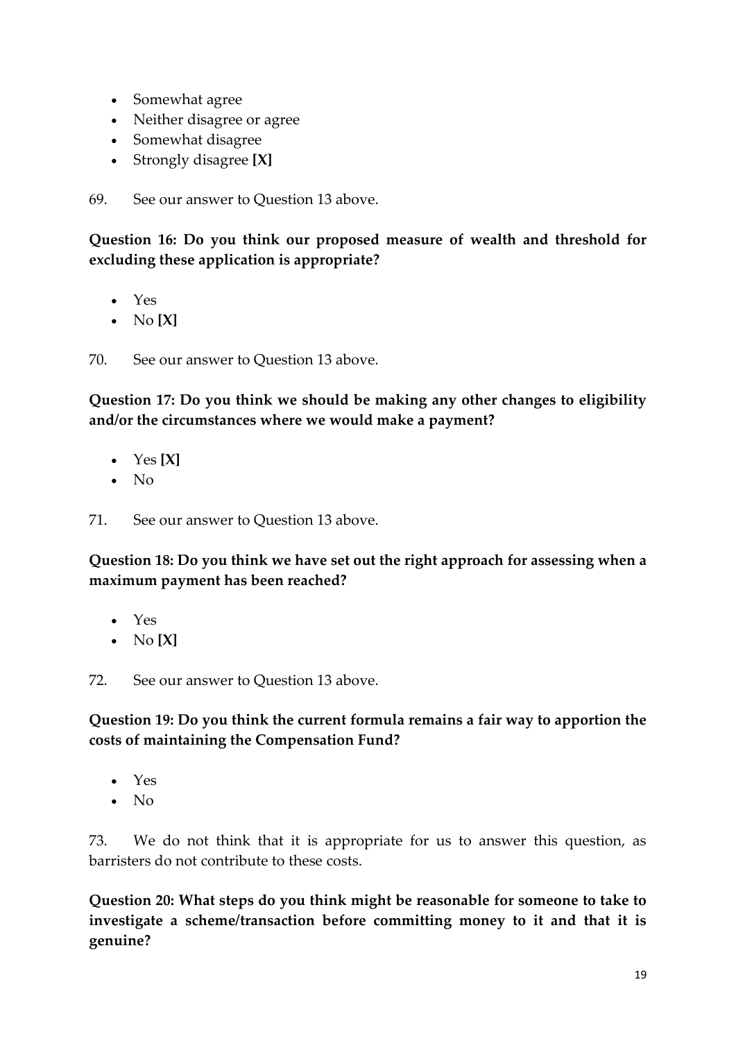- Somewhat agree
- Neither disagree or agree
- Somewhat disagree
- Strongly disagree **[X]**

69. See our answer to Question 13 above.

**Question 16: Do you think our proposed measure of wealth and threshold for excluding these application is appropriate?**

- Yes
- No **[X]**

70. See our answer to Question 13 above.

**Question 17: Do you think we should be making any other changes to eligibility and/or the circumstances where we would make a payment?**

- Yes **[X]**
- No

71. See our answer to Question 13 above.

**Question 18: Do you think we have set out the right approach for assessing when a maximum payment has been reached?**

- Yes
- No **[X]**

72. See our answer to Question 13 above.

**Question 19: Do you think the current formula remains a fair way to apportion the costs of maintaining the Compensation Fund?**

- Yes
- No

73. We do not think that it is appropriate for us to answer this question, as barristers do not contribute to these costs.

**Question 20: What steps do you think might be reasonable for someone to take to investigate a scheme/transaction before committing money to it and that it is genuine?**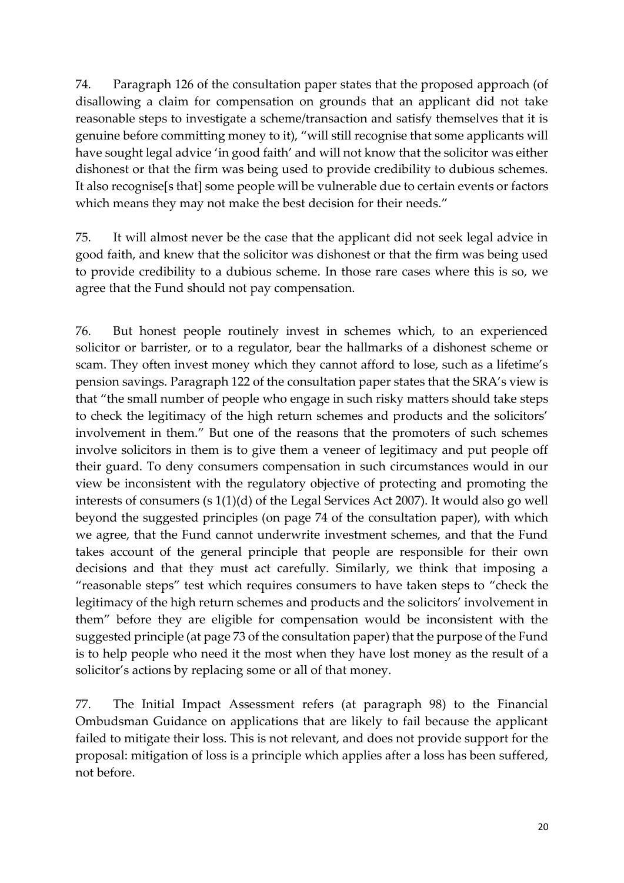74. Paragraph 126 of the consultation paper states that the proposed approach (of disallowing a claim for compensation on grounds that an applicant did not take reasonable steps to investigate a scheme/transaction and satisfy themselves that it is genuine before committing money to it), "will still recognise that some applicants will have sought legal advice 'in good faith' and will not know that the solicitor was either dishonest or that the firm was being used to provide credibility to dubious schemes. It also recognise[s that] some people will be vulnerable due to certain events or factors which means they may not make the best decision for their needs."

75. It will almost never be the case that the applicant did not seek legal advice in good faith, and knew that the solicitor was dishonest or that the firm was being used to provide credibility to a dubious scheme. In those rare cases where this is so, we agree that the Fund should not pay compensation.

76. But honest people routinely invest in schemes which, to an experienced solicitor or barrister, or to a regulator, bear the hallmarks of a dishonest scheme or scam. They often invest money which they cannot afford to lose, such as a lifetime's pension savings. Paragraph 122 of the consultation paper states that the SRA's view is that "the small number of people who engage in such risky matters should take steps to check the legitimacy of the high return schemes and products and the solicitors' involvement in them." But one of the reasons that the promoters of such schemes involve solicitors in them is to give them a veneer of legitimacy and put people off their guard. To deny consumers compensation in such circumstances would in our view be inconsistent with the regulatory objective of protecting and promoting the interests of consumers (s 1(1)(d) of the Legal Services Act 2007). It would also go well beyond the suggested principles (on page 74 of the consultation paper), with which we agree, that the Fund cannot underwrite investment schemes, and that the Fund takes account of the general principle that people are responsible for their own decisions and that they must act carefully. Similarly, we think that imposing a "reasonable steps" test which requires consumers to have taken steps to "check the legitimacy of the high return schemes and products and the solicitors' involvement in them" before they are eligible for compensation would be inconsistent with the suggested principle (at page 73 of the consultation paper) that the purpose of the Fund is to help people who need it the most when they have lost money as the result of a solicitor's actions by replacing some or all of that money.

77. The Initial Impact Assessment refers (at paragraph 98) to the Financial Ombudsman Guidance on applications that are likely to fail because the applicant failed to mitigate their loss. This is not relevant, and does not provide support for the proposal: mitigation of loss is a principle which applies after a loss has been suffered, not before.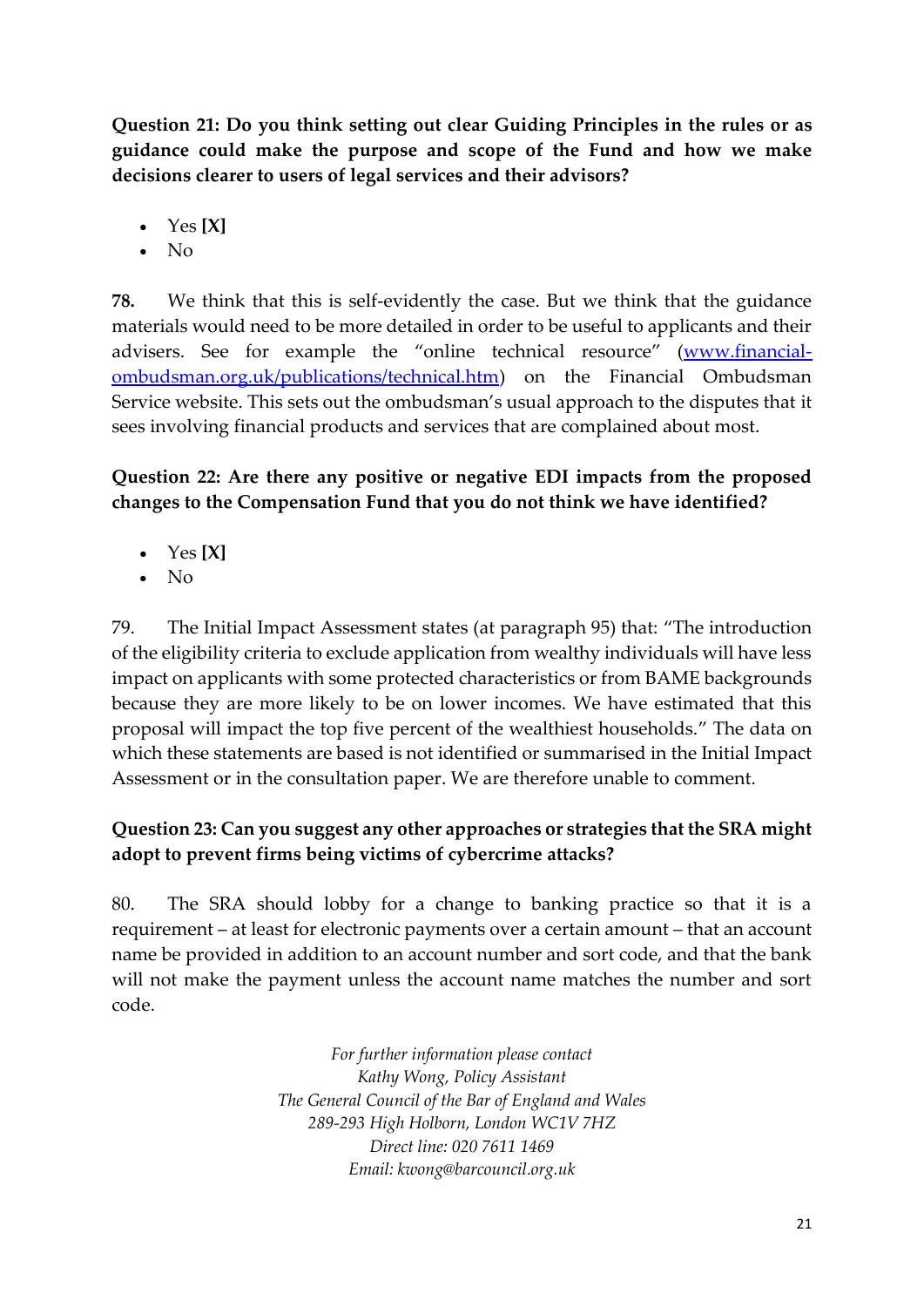**Question 21: Do you think setting out clear Guiding Principles in the rules or as guidance could make the purpose and scope of the Fund and how we make decisions clearer to users of legal services and their advisors?**

- Yes **[X]**
- No

**78.** We think that this is self-evidently the case. But we think that the guidance materials would need to be more detailed in order to be useful to applicants and their advisers. See for example the "online technical resource" ([www.financial-ombudsman.org.uk/publications/technical.htm](www.financial-ombudsman.org.uk/publications/technical.htm)) on the Financial Ombudsman Service website. This sets out the ombudsman's usual approach to the disputes that it sees involving financial products and services that are complained about most.

**Question 22: Are there any positive or negative EDI impacts from the proposed changes to the Compensation Fund that you do not think we have identified?**

- Yes **[X]**
- No

79. The Initial Impact Assessment states (at paragraph 95) that: "The introduction of the eligibility criteria to exclude application from wealthy individuals will have less impact on applicants with some protected characteristics or from BAME backgrounds because they are more likely to be on lower incomes. We have estimated that this proposal will impact the top five percent of the wealthiest households." The data on which these statements are based is not identified or summarised in the Initial Impact Assessment or in the consultation paper. We are therefore unable to comment.

**Question 23: Can you suggest any other approaches or strategies that the SRA might adopt to prevent firms being victims of cybercrime attacks?**

80. The SRA should lobby for a change to banking practice so that it is a requirement – at least for electronic payments over a certain amount – that an account name be provided in addition to an account number and sort code, and that the bank will not make the payment unless the account name matches the number and sort code.

*For further information please contact*
*Kathy Wong, Policy Assistant*
*The General Council of the Bar of England and Wales*
*289-293 High Holborn, London WC1V 7HZ*
*Direct line: 020 7611 1469*
*Email: kwong@barcouncil.org.uk*